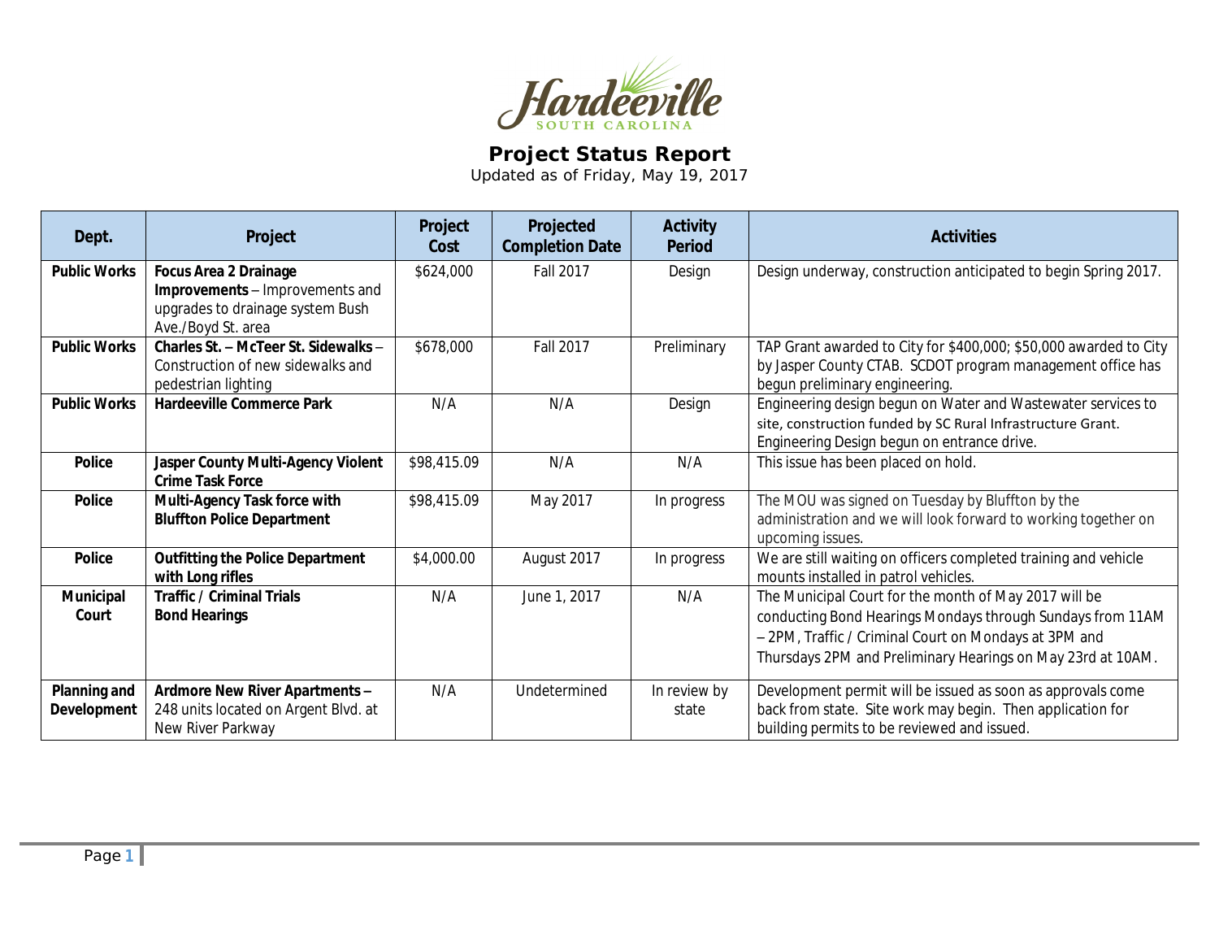Hardeeville
SOUTH CAROLINA

# Project Status Report

Updated as of Friday, May 19, 2017

| Dept. | Project | Project Cost | Projected Completion Date | Activity Period | Activities |
|---|---|---|---|---|---|
| **Public Works** | **Focus Area 2 Drainage Improvements** – Improvements and upgrades to drainage system Bush Ave./Boyd St. area | $624,000 | Fall 2017 | Design | Design underway, construction anticipated to begin Spring 2017. |
| **Public Works** | **Charles St. – McTeer St. Sidewalks** – Construction of new sidewalks and pedestrian lighting | $678,000 | Fall 2017 | Preliminary | TAP Grant awarded to City for $400,000; $50,000 awarded to City by Jasper County CTAB. SCDOT program management office has begun preliminary engineering. |
| **Public Works** | **Hardeeville Commerce Park** | N/A | N/A | Design | Engineering design begun on Water and Wastewater services to site, construction funded by SC Rural Infrastructure Grant. Engineering Design begun on entrance drive. |
| **Police** | **Jasper County Multi-Agency Violent Crime Task Force** | $98,415.09 | N/A | N/A | This issue has been placed on hold. |
| **Police** | **Multi-Agency Task force with Bluffton Police Department** | $98,415.09 | May 2017 | In progress | The MOU was signed on Tuesday by Bluffton by the administration and we will look forward to working together on upcoming issues. |
| **Police** | **Outfitting the Police Department with Long rifles** | $4,000.00 | August 2017 | In progress | We are still waiting on officers completed training and vehicle mounts installed in patrol vehicles. |
| **Municipal Court** | **Traffic / Criminal Trials Bond Hearings** | N/A | June 1, 2017 | N/A | The Municipal Court for the month of May 2017 will be conducting Bond Hearings Mondays through Sundays from 11AM – 2PM, Traffic / Criminal Court on Mondays at 3PM and Thursdays 2PM and Preliminary Hearings on May 23rd at 10AM. |
| **Planning and Development** | **Ardmore New River Apartments** – 248 units located on Argent Blvd. at New River Parkway | N/A | Undetermined | In review by state | Development permit will be issued as soon as approvals come back from state. Site work may begin. Then application for building permits to be reviewed and issued. |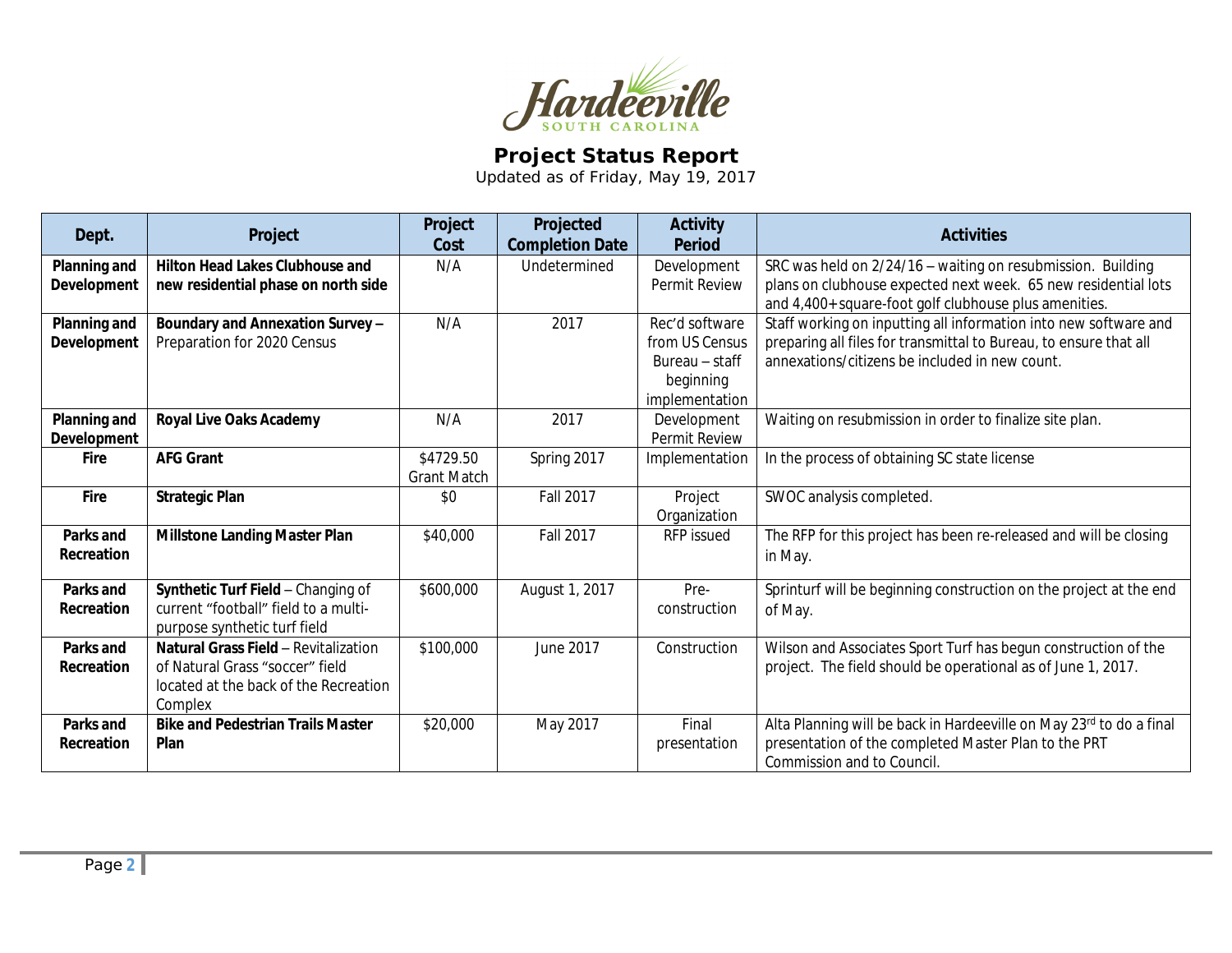# Hardeeville

SOUTH CAROLINA

## Project Status Report

Updated as of Friday, May 19, 2017

| Dept. | Project | Project Cost | Projected Completion Date | Activity Period | Activities |
|---|---|---|---|---|---|
| **Planning and Development** | **Hilton Head Lakes Clubhouse and new residential phase on north side** | N/A | Undetermined | Development Permit Review | SRC was held on 2/24/16 – waiting on resubmission. Building plans on clubhouse expected next week. 65 new residential lots and 4,400+ square-foot golf clubhouse plus amenities. |
| **Planning and Development** | **Boundary and Annexation Survey –** Preparation for 2020 Census | N/A | 2017 | Rec'd software from US Census Bureau – staff beginning implementation | Staff working on inputting all information into new software and preparing all files for transmittal to Bureau, to ensure that all annexations/citizens be included in new count. |
| **Planning and Development** | **Royal Live Oaks Academy** | N/A | 2017 | Development Permit Review | Waiting on resubmission in order to finalize site plan. |
| **Fire** | **AFG Grant** | \$4729.50 Grant Match | Spring 2017 | Implementation | In the process of obtaining SC state license |
| **Fire** | **Strategic Plan** | \$0 | Fall 2017 | Project Organization | SWOC analysis completed. |
| **Parks and Recreation** | **Millstone Landing Master Plan** | \$40,000 | Fall 2017 | RFP issued | The RFP for this project has been re-released and will be closing in May. |
| **Parks and Recreation** | **Synthetic Turf Field** – Changing of current "football" field to a multi-purpose synthetic turf field | \$600,000 | August 1, 2017 | Pre-construction | Sprinturf will be beginning construction on the project at the end of May. |
| **Parks and Recreation** | **Natural Grass Field** – Revitalization of Natural Grass "soccer" field located at the back of the Recreation Complex | \$100,000 | June 2017 | Construction | Wilson and Associates Sport Turf has begun construction of the project. The field should be operational as of June 1, 2017. |
| **Parks and Recreation** | **Bike and Pedestrian Trails Master Plan** | \$20,000 | May 2017 | Final presentation | Alta Planning will be back in Hardeeville on May 23rd to do a final presentation of the completed Master Plan to the PRT Commission and to Council. |